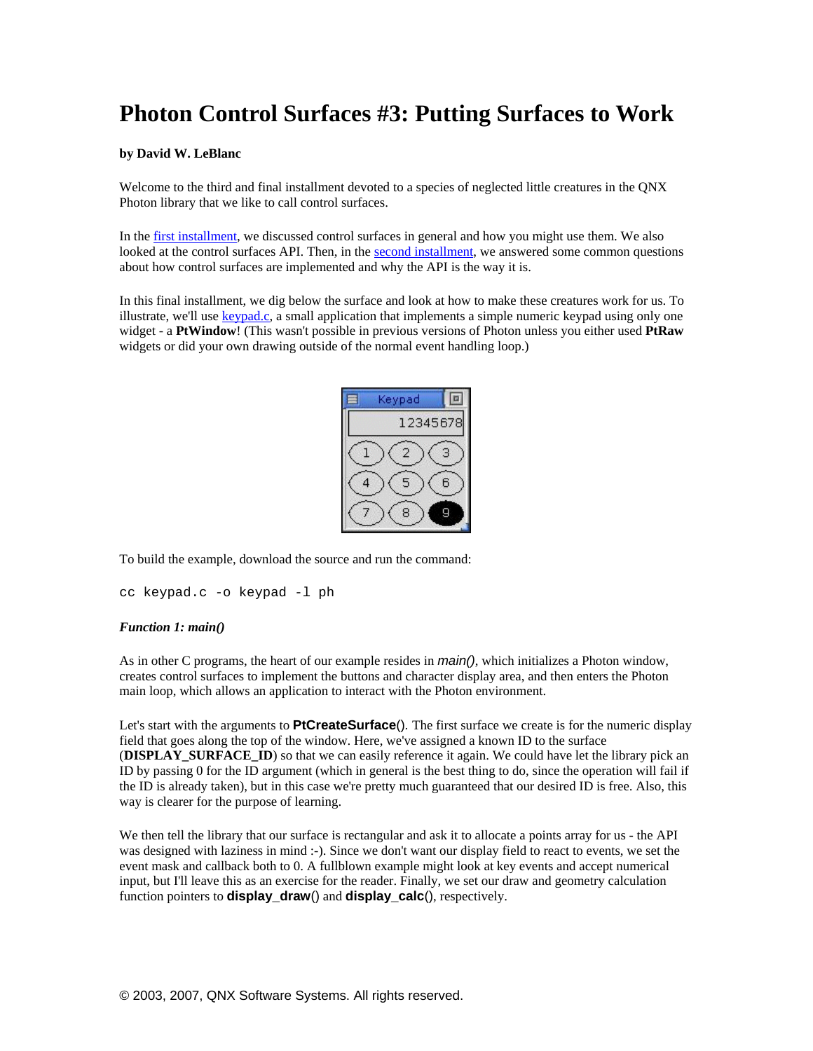# Photon Control Surfaces #3: Putting Surfaces to Work

**by David W. LeBlanc**

Welcome to the third and final installment devoted to a species of neglected little creatures in the QNX Photon library that we like to call control surfaces.

In the first installment, we discussed control surfaces in general and how you might use them. We also looked at the control surfaces API. Then, in the second installment, we answered some common questions about how control surfaces are implemented and why the API is the way it is.

In this final installment, we dig below the surface and look at how to make these creatures work for us. To illustrate, we'll use keypad.c, a small application that implements a simple numeric keypad using only one widget - a **PtWindow**! (This wasn't possible in previous versions of Photon unless you either used **PtRaw** widgets or did your own drawing outside of the normal event handling loop.)

To build the example, download the source and run the command:

```
cc keypad.c -o keypad -l ph
```

***Function 1: main()***

As in other C programs, the heart of our example resides in *main()*, which initializes a Photon window, creates control surfaces to implement the buttons and character display area, and then enters the Photon main loop, which allows an application to interact with the Photon environment.

Let's start with the arguments to **PtCreateSurface**(). The first surface we create is for the numeric display field that goes along the top of the window. Here, we've assigned a known ID to the surface (**DISPLAY_SURFACE_ID**) so that we can easily reference it again. We could have let the library pick an ID by passing 0 for the ID argument (which in general is the best thing to do, since the operation will fail if the ID is already taken), but in this case we're pretty much guaranteed that our desired ID is free. Also, this way is clearer for the purpose of learning.

We then tell the library that our surface is rectangular and ask it to allocate a points array for us - the API was designed with laziness in mind :-). Since we don't want our display field to react to events, we set the event mask and callback both to 0. A fullblown example might look at key events and accept numerical input, but I'll leave this as an exercise for the reader. Finally, we set our draw and geometry calculation function pointers to **display_draw**() and **display_calc**(), respectively.

© 2003, 2007, QNX Software Systems. All rights reserved.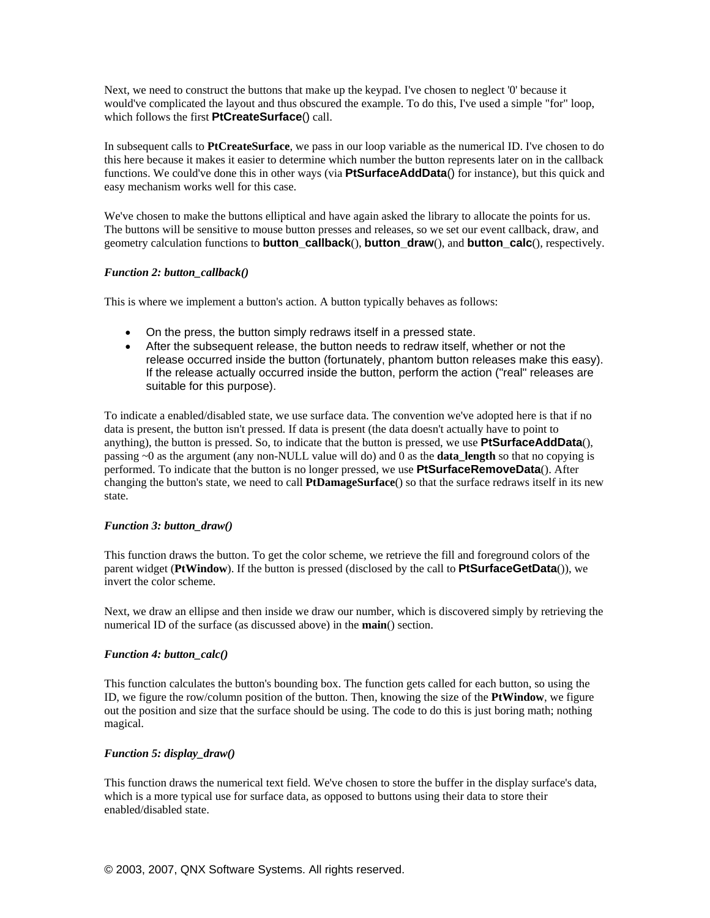Next, we need to construct the buttons that make up the keypad. I've chosen to neglect '0' because it would've complicated the layout and thus obscured the example. To do this, I've used a simple "for" loop, which follows the first **PtCreateSurface**() call.

In subsequent calls to **PtCreateSurface**, we pass in our loop variable as the numerical ID. I've chosen to do this here because it makes it easier to determine which number the button represents later on in the callback functions. We could've done this in other ways (via **PtSurfaceAddData**() for instance), but this quick and easy mechanism works well for this case.

We've chosen to make the buttons elliptical and have again asked the library to allocate the points for us. The buttons will be sensitive to mouse button presses and releases, so we set our event callback, draw, and geometry calculation functions to **button_callback**(), **button_draw**(), and **button_calc**(), respectively.

***Function 2: button_callback()***

This is where we implement a button's action. A button typically behaves as follows:

- On the press, the button simply redraws itself in a pressed state.
- After the subsequent release, the button needs to redraw itself, whether or not the release occurred inside the button (fortunately, phantom button releases make this easy). If the release actually occurred inside the button, perform the action ("real" releases are suitable for this purpose).

To indicate a enabled/disabled state, we use surface data. The convention we've adopted here is that if no data is present, the button isn't pressed. If data is present (the data doesn't actually have to point to anything), the button is pressed. So, to indicate that the button is pressed, we use **PtSurfaceAddData**(), passing ~0 as the argument (any non-NULL value will do) and 0 as the **data_length** so that no copying is performed. To indicate that the button is no longer pressed, we use **PtSurfaceRemoveData**(). After changing the button's state, we need to call **PtDamageSurface**() so that the surface redraws itself in its new state.

***Function 3: button_draw()***

This function draws the button. To get the color scheme, we retrieve the fill and foreground colors of the parent widget (**PtWindow**). If the button is pressed (disclosed by the call to **PtSurfaceGetData**()), we invert the color scheme.

Next, we draw an ellipse and then inside we draw our number, which is discovered simply by retrieving the numerical ID of the surface (as discussed above) in the **main**() section.

***Function 4: button_calc()***

This function calculates the button's bounding box. The function gets called for each button, so using the ID, we figure the row/column position of the button. Then, knowing the size of the **PtWindow**, we figure out the position and size that the surface should be using. The code to do this is just boring math; nothing magical.

***Function 5: display_draw()***

This function draws the numerical text field. We've chosen to store the buffer in the display surface's data, which is a more typical use for surface data, as opposed to buttons using their data to store their enabled/disabled state.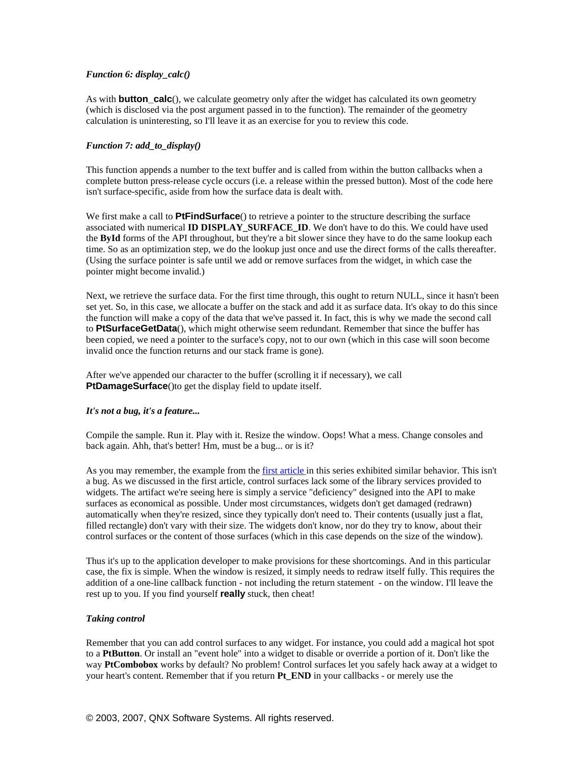### *Function 6: display_calc()*

As with **button_calc**(), we calculate geometry only after the widget has calculated its own geometry (which is disclosed via the post argument passed in to the function). The remainder of the geometry calculation is uninteresting, so I'll leave it as an exercise for you to review this code.

### *Function 7: add_to_display()*

This function appends a number to the text buffer and is called from within the button callbacks when a complete button press-release cycle occurs (i.e. a release within the pressed button). Most of the code here isn't surface-specific, aside from how the surface data is dealt with.

We first make a call to **PtFindSurface**() to retrieve a pointer to the structure describing the surface associated with numerical **ID DISPLAY_SURFACE_ID**. We don't have to do this. We could have used the **ById** forms of the API throughout, but they're a bit slower since they have to do the same lookup each time. So as an optimization step, we do the lookup just once and use the direct forms of the calls thereafter. (Using the surface pointer is safe until we add or remove surfaces from the widget, in which case the pointer might become invalid.)

Next, we retrieve the surface data. For the first time through, this ought to return NULL, since it hasn't been set yet. So, in this case, we allocate a buffer on the stack and add it as surface data. It's okay to do this since the function will make a copy of the data that we've passed it. In fact, this is why we made the second call to **PtSurfaceGetData**(), which might otherwise seem redundant. Remember that since the buffer has been copied, we need a pointer to the surface's copy, not to our own (which in this case will soon become invalid once the function returns and our stack frame is gone).

After we've appended our character to the buffer (scrolling it if necessary), we call **PtDamageSurface**()to get the display field to update itself.

### *It's not a bug, it's a feature...*

Compile the sample. Run it. Play with it. Resize the window. Oops! What a mess. Change consoles and back again. Ahh, that's better! Hm, must be a bug... or is it?

As you may remember, the example from the first article in this series exhibited similar behavior. This isn't a bug. As we discussed in the first article, control surfaces lack some of the library services provided to widgets. The artifact we're seeing here is simply a service "deficiency" designed into the API to make surfaces as economical as possible. Under most circumstances, widgets don't get damaged (redrawn) automatically when they're resized, since they typically don't need to. Their contents (usually just a flat, filled rectangle) don't vary with their size. The widgets don't know, nor do they try to know, about their control surfaces or the content of those surfaces (which in this case depends on the size of the window).

Thus it's up to the application developer to make provisions for these shortcomings. And in this particular case, the fix is simple. When the window is resized, it simply needs to redraw itself fully. This requires the addition of a one-line callback function - not including the return statement - on the window. I'll leave the rest up to you. If you find yourself **really** stuck, then cheat!

### *Taking control*

Remember that you can add control surfaces to any widget. For instance, you could add a magical hot spot to a **PtButton**. Or install an "event hole" into a widget to disable or override a portion of it. Don't like the way **PtCombobox** works by default? No problem! Control surfaces let you safely hack away at a widget to your heart's content. Remember that if you return **Pt_END** in your callbacks - or merely use the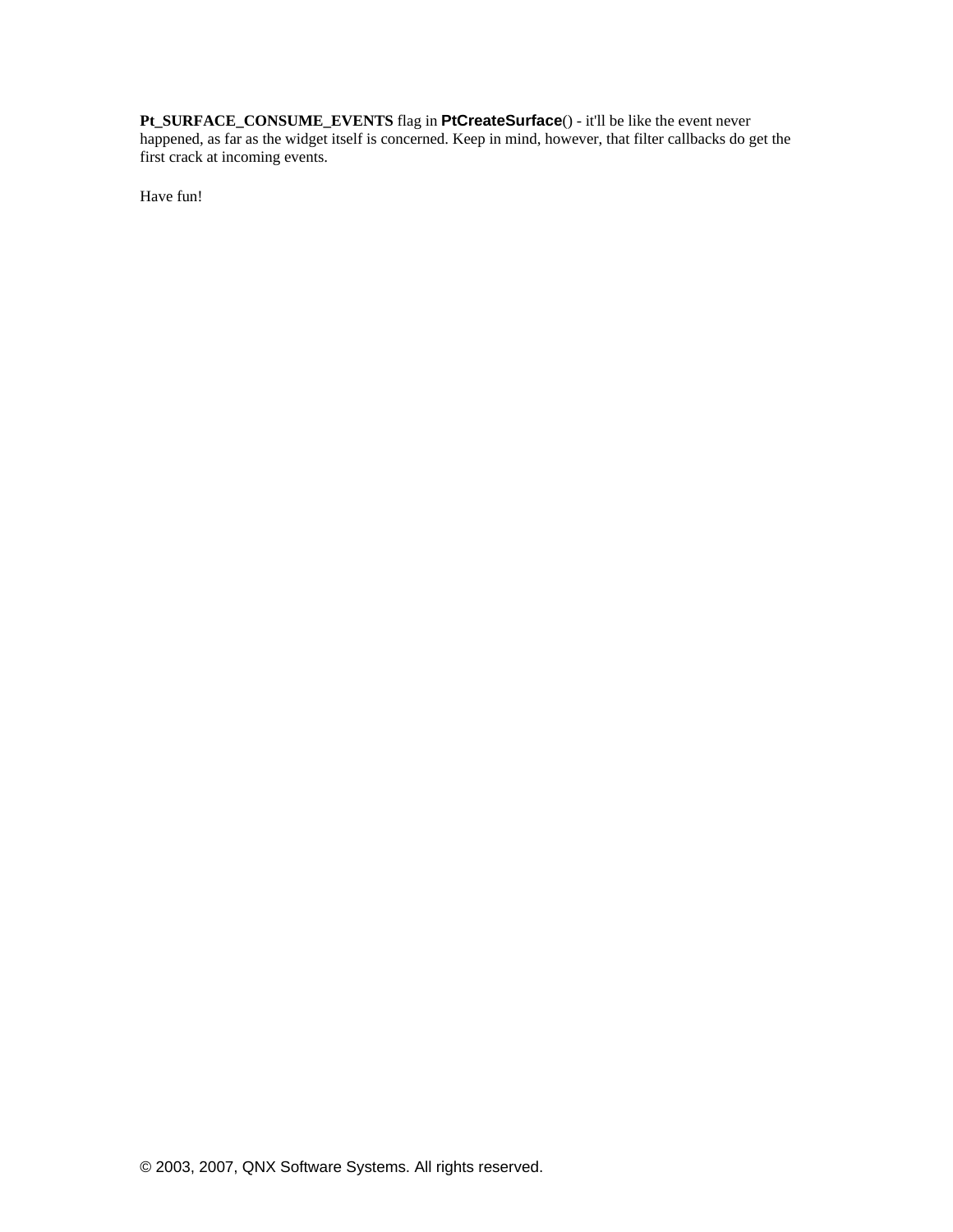**Pt_SURFACE_CONSUME_EVENTS** flag in **PtCreateSurface**() - it'll be like the event never happened, as far as the widget itself is concerned. Keep in mind, however, that filter callbacks do get the first crack at incoming events.

Have fun!